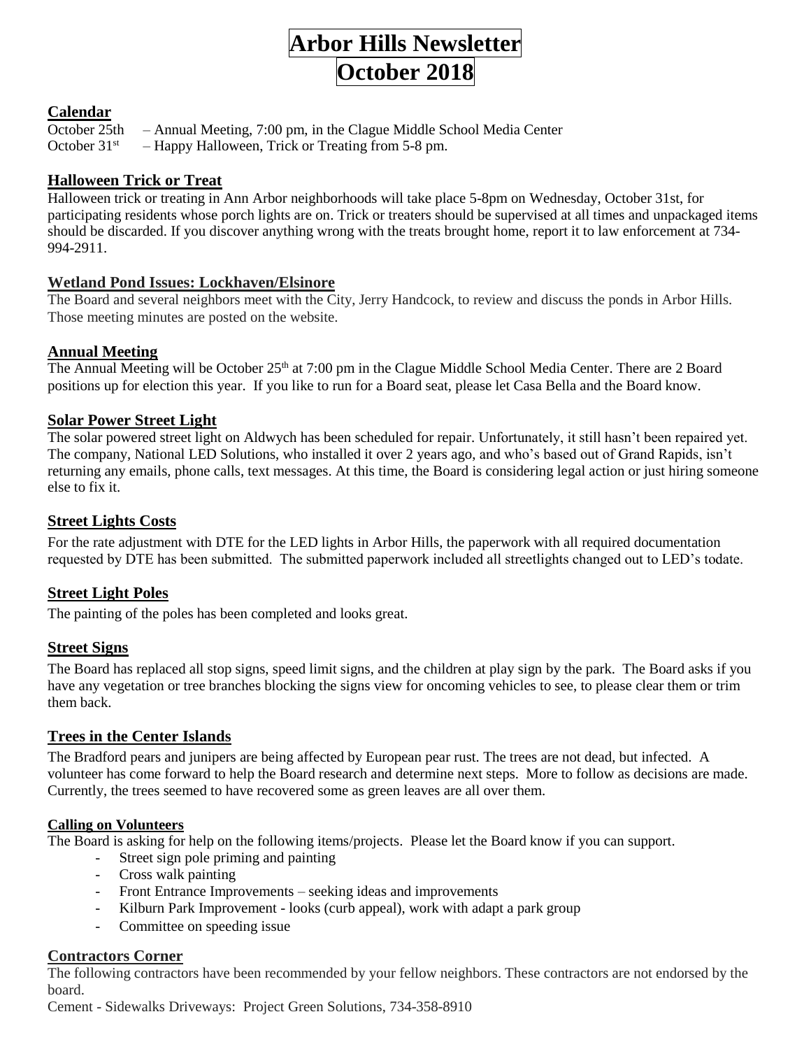# Arbor Hills Newsletter
# October 2018

## Calendar

October 25th – Annual Meeting, 7:00 pm, in the Clague Middle School Media Center
October 31st – Happy Halloween, Trick or Treating from 5-8 pm.

## Halloween Trick or Treat

Halloween trick or treating in Ann Arbor neighborhoods will take place 5-8pm on Wednesday, October 31st, for participating residents whose porch lights are on. Trick or treaters should be supervised at all times and unpackaged items should be discarded. If you discover anything wrong with the treats brought home, report it to law enforcement at 734-994-2911.

## Wetland Pond Issues: Lockhaven/Elsinore

The Board and several neighbors meet with the City, Jerry Handcock, to review and discuss the ponds in Arbor Hills. Those meeting minutes are posted on the website.

## Annual Meeting

The Annual Meeting will be October 25th at 7:00 pm in the Clague Middle School Media Center. There are 2 Board positions up for election this year. If you like to run for a Board seat, please let Casa Bella and the Board know.

## Solar Power Street Light

The solar powered street light on Aldwych has been scheduled for repair. Unfortunately, it still hasn't been repaired yet. The company, National LED Solutions, who installed it over 2 years ago, and who's based out of Grand Rapids, isn't returning any emails, phone calls, text messages. At this time, the Board is considering legal action or just hiring someone else to fix it.

## Street Lights Costs

For the rate adjustment with DTE for the LED lights in Arbor Hills, the paperwork with all required documentation requested by DTE has been submitted. The submitted paperwork included all streetlights changed out to LED's todate.

## Street Light Poles

The painting of the poles has been completed and looks great.

## Street Signs

The Board has replaced all stop signs, speed limit signs, and the children at play sign by the park. The Board asks if you have any vegetation or tree branches blocking the signs view for oncoming vehicles to see, to please clear them or trim them back.

## Trees in the Center Islands

The Bradford pears and junipers are being affected by European pear rust. The trees are not dead, but infected. A volunteer has come forward to help the Board research and determine next steps. More to follow as decisions are made. Currently, the trees seemed to have recovered some as green leaves are all over them.

### Calling on Volunteers

The Board is asking for help on the following items/projects. Please let the Board know if you can support.

- Street sign pole priming and painting
- Cross walk painting
- Front Entrance Improvements – seeking ideas and improvements
- Kilburn Park Improvement - looks (curb appeal), work with adapt a park group
- Committee on speeding issue

## Contractors Corner

The following contractors have been recommended by your fellow neighbors. These contractors are not endorsed by the board.

Cement - Sidewalks Driveways: Project Green Solutions, 734-358-8910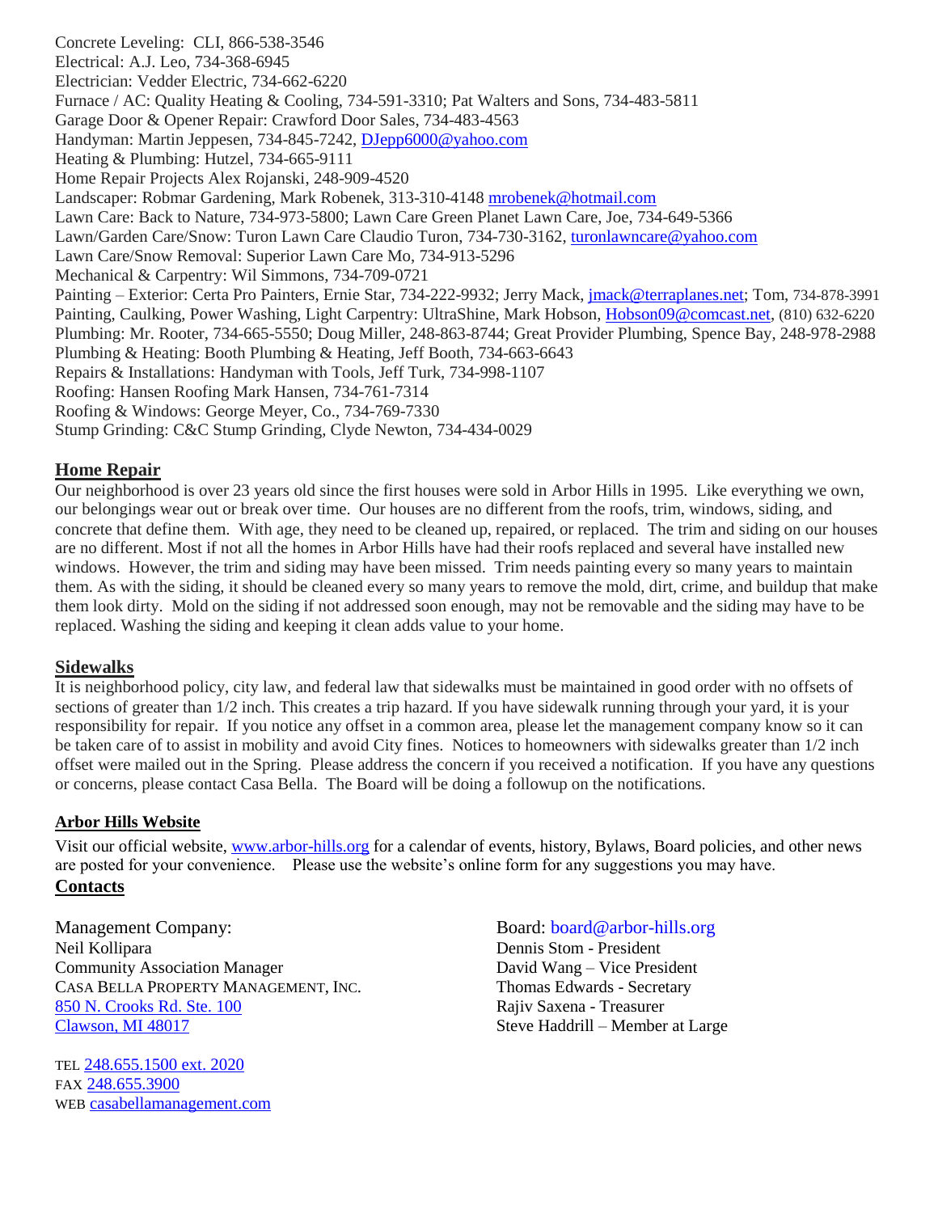Concrete Leveling: CLI, 866-538-3546
Electrical: A.J. Leo, 734-368-6945
Electrician: Vedder Electric, 734-662-6220
Furnace / AC: Quality Heating & Cooling, 734-591-3310; Pat Walters and Sons, 734-483-5811
Garage Door & Opener Repair: Crawford Door Sales, 734-483-4563
Handyman: Martin Jeppesen, 734-845-7242, DJepp6000@yahoo.com
Heating & Plumbing: Hutzel, 734-665-9111
Home Repair Projects Alex Rojanski, 248-909-4520
Landscaper: Robmar Gardening, Mark Robenek, 313-310-4148 mrobenek@hotmail.com
Lawn Care: Back to Nature, 734-973-5800; Lawn Care Green Planet Lawn Care, Joe, 734-649-5366
Lawn/Garden Care/Snow: Turon Lawn Care Claudio Turon, 734-730-3162, turonlawncare@yahoo.com
Lawn Care/Snow Removal: Superior Lawn Care Mo, 734-913-5296
Mechanical & Carpentry: Wil Simmons, 734-709-0721
Painting – Exterior: Certa Pro Painters, Ernie Star, 734-222-9932; Jerry Mack, jmack@terraplanes.net; Tom, 734-878-3991
Painting, Caulking, Power Washing, Light Carpentry: UltraShine, Mark Hobson, Hobson09@comcast.net, (810) 632-6220
Plumbing: Mr. Rooter, 734-665-5550; Doug Miller, 248-863-8744; Great Provider Plumbing, Spence Bay, 248-978-2988
Plumbing & Heating: Booth Plumbing & Heating, Jeff Booth, 734-663-6643
Repairs & Installations: Handyman with Tools, Jeff Turk, 734-998-1107
Roofing: Hansen Roofing Mark Hansen, 734-761-7314
Roofing & Windows: George Meyer, Co., 734-769-7330
Stump Grinding: C&C Stump Grinding, Clyde Newton, 734-434-0029

## Home Repair

Our neighborhood is over 23 years old since the first houses were sold in Arbor Hills in 1995. Like everything we own, our belongings wear out or break over time. Our houses are no different from the roofs, trim, windows, siding, and concrete that define them. With age, they need to be cleaned up, repaired, or replaced. The trim and siding on our houses are no different. Most if not all the homes in Arbor Hills have had their roofs replaced and several have installed new windows. However, the trim and siding may have been missed. Trim needs painting every so many years to maintain them. As with the siding, it should be cleaned every so many years to remove the mold, dirt, crime, and buildup that make them look dirty. Mold on the siding if not addressed soon enough, may not be removable and the siding may have to be replaced. Washing the siding and keeping it clean adds value to your home.

## Sidewalks

It is neighborhood policy, city law, and federal law that sidewalks must be maintained in good order with no offsets of sections of greater than 1/2 inch. This creates a trip hazard. If you have sidewalk running through your yard, it is your responsibility for repair. If you notice any offset in a common area, please let the management company know so it can be taken care of to assist in mobility and avoid City fines. Notices to homeowners with sidewalks greater than 1/2 inch offset were mailed out in the Spring. Please address the concern if you received a notification. If you have any questions or concerns, please contact Casa Bella. The Board will be doing a followup on the notifications.

## Arbor Hills Website

Visit our official website, www.arbor-hills.org for a calendar of events, history, Bylaws, Board policies, and other news are posted for your convenience. Please use the website's online form for any suggestions you may have.

## Contacts

Management Company:
Neil Kollipara
Community Association Manager
CASA BELLA PROPERTY MANAGEMENT, INC.
850 N. Crooks Rd. Ste. 100
Clawson, MI 48017

TEL 248.655.1500 ext. 2020
FAX 248.655.3900
WEB casabellamanagement.com

Board: board@arbor-hills.org
Dennis Stom - President
David Wang – Vice President
Thomas Edwards - Secretary
Rajiv Saxena - Treasurer
Steve Haddrill – Member at Large